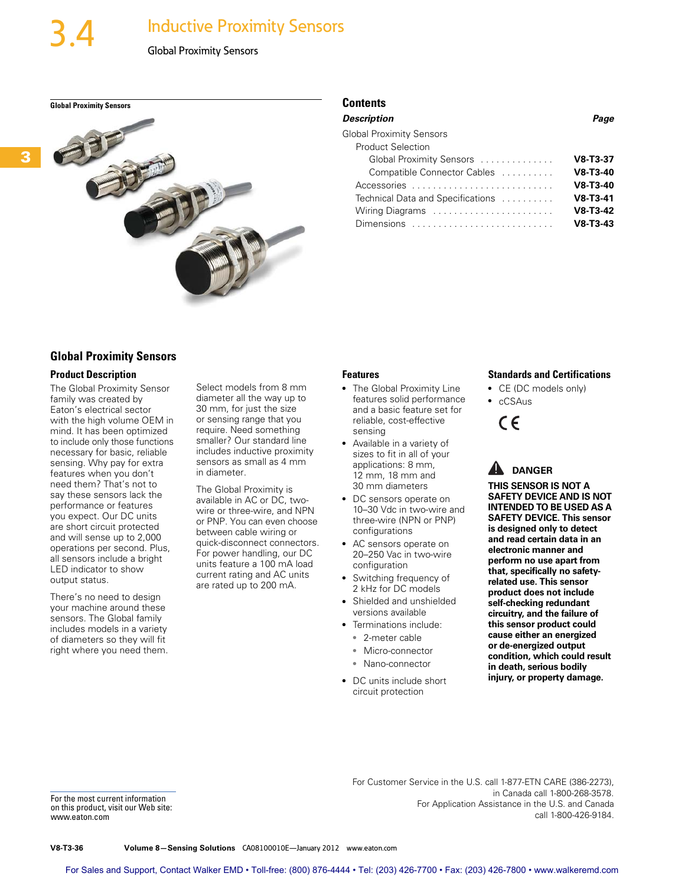# 3.4 Inductive Proximity Sensors

Global Proximity Sensors

**Global Proximity Sensors**

## Contents

| *Description* | *Page* |
|---|---|
| Global Proximity Sensors | |
| Product Selection | |
| Global Proximity Sensors | V8-T3-37 |
| Compatible Connector Cables | V8-T3-40 |
| Accessories | V8-T3-40 |
| Technical Data and Specifications | V8-T3-41 |
| Wiring Diagrams | V8-T3-42 |
| Dimensions | V8-T3-43 |

## Global Proximity Sensors

### Product Description

The Global Proximity Sensor family was created by Eaton's electrical sector with the high volume OEM in mind. It has been optimized to include only those functions necessary for basic, reliable sensing. Why pay for extra features when you don't need them? That's not to say these sensors lack the performance or features you expect. Our DC units are short circuit protected and will sense up to 2,000 operations per second. Plus, all sensors include a bright LED indicator to show output status.

There's no need to design your machine around these sensors. The Global family includes models in a variety of diameters so they will fit right where you need them.

Select models from 8 mm diameter all the way up to 30 mm, for just the size or sensing range that you require. Need something smaller? Our standard line includes inductive proximity sensors as small as 4 mm in diameter.

The Global Proximity is available in AC or DC, two-wire or three-wire, and NPN or PNP. You can even choose between cable wiring or quick-disconnect connectors. For power handling, our DC units feature a 100 mA load current rating and AC units are rated up to 200 mA.

### Features

- The Global Proximity Line features solid performance and a basic feature set for reliable, cost-effective sensing
- Available in a variety of sizes to fit in all of your applications: 8 mm, 12 mm, 18 mm and 30 mm diameters
- DC sensors operate on 10–30 Vdc in two-wire and three-wire (NPN or PNP) configurations
- AC sensors operate on 20–250 Vac in two-wire configuration
- Switching frequency of 2 kHz for DC models
- Shielded and unshielded versions available
- Terminations include:
  - 2-meter cable
  - Micro-connector
  - Nano-connector
- DC units include short circuit protection

### Standards and Certifications

- CE (DC models only)
- cCSAus

CE

**DANGER**

**THIS SENSOR IS NOT A SAFETY DEVICE AND IS NOT INTENDED TO BE USED AS A SAFETY DEVICE. This sensor is designed only to detect and read certain data in an electronic manner and perform no use apart from that, specifically no safety-related use. This sensor product does not include self-checking redundant circuitry, and the failure of this sensor product could cause either an energized or de-energized output condition, which could result in death, serious bodily injury, or property damage.**

For the most current information on this product, visit our Web site: www.eaton.com

For Customer Service in the U.S. call 1-877-ETN CARE (386-2273), in Canada call 1-800-268-3578. For Application Assistance in the U.S. and Canada call 1-800-426-9184.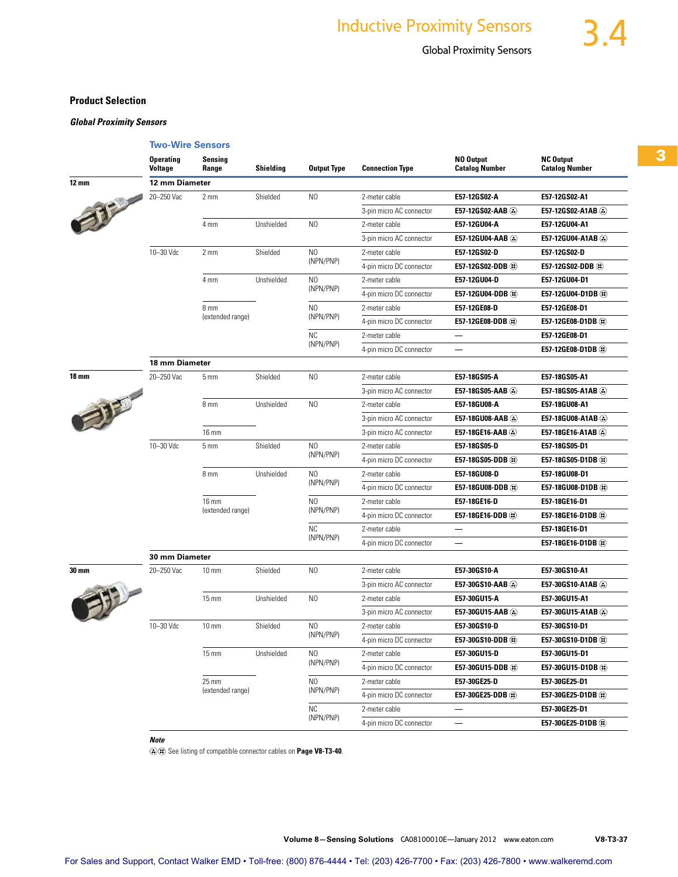## Product Selection

### *Global Proximity Sensors*

#### Two-Wire Sensors

| | Operating Voltage | Sensing Range | Shielding | Output Type | Connection Type | NO Output Catalog Number | NC Output Catalog Number |
|---|---|---|---|---|---|---|---|
| **12 mm** | **12 mm Diameter** | | | | | | |
| | 20–250 Vac | 2 mm | Shielded | NO | 2-meter cable | **E57-12GS02-A** | **E57-12GS02-A1** |
| | | | | | 3-pin micro AC connector | **E57-12GS02-AAB** ① | **E57-12GS02-A1AB** ① |
| | | 4 mm | Unshielded | NO | 2-meter cable | **E57-12GU04-A** | **E57-12GU04-A1** |
| | | | | | 3-pin micro AC connector | **E57-12GU04-AAB** ① | **E57-12GU04-A1AB** ① |
| | 10–30 Vdc | 2 mm | Shielded | NO (NPN/PNP) | 2-meter cable | **E57-12GS02-D** | **E57-12GS02-D** |
| | | | | | 4-pin micro DC connector | **E57-12GS02-DDB** ① | **E57-12GS02-DDB** ① |
| | | 4 mm | Unshielded | NO (NPN/PNP) | 2-meter cable | **E57-12GU04-D** | **E57-12GU04-D1** |
| | | | | | 4-pin micro DC connector | **E57-12GU04-DDB** ① | **E57-12GU04-D1DB** ① |
| | | 8 mm (extended range) | | NO (NPN/PNP) | 2-meter cable | **E57-12GE08-D** | **E57-12GE08-D1** |
| | | | | | 4-pin micro DC connector | **E57-12GE08-DDB** ① | **E57-12GE08-D1DB** ① |
| | | | | NC (NPN/PNP) | 2-meter cable | — | **E57-12GE08-D1** |
| | | | | | 4-pin micro DC connector | — | **E57-12GE08-D1DB** ① |
| **18 mm** | **18 mm Diameter** | | | | | | |
| | 20–250 Vac | 5 mm | Shielded | NO | 2-meter cable | **E57-18GS05-A** | **E57-18GS05-A1** |
| | | | | | 3-pin micro AC connector | **E57-18GS05-AAB** ① | **E57-18GS05-A1AB** ① |
| | | 8 mm | Unshielded | NO | 2-meter cable | **E57-18GU08-A** | **E57-18GU08-A1** |
| | | | | | 3-pin micro AC connector | **E57-18GU08-AAB** ① | **E57-18GU08-A1AB** ① |
| | | 16 mm | | | 3-pin micro AC connector | **E57-18GE16-AAB** ① | **E57-18GE16-A1AB** ① |
| | 10–30 Vdc | 5 mm | Shielded | NO (NPN/PNP) | 2-meter cable | **E57-18GS05-D** | **E57-18GS05-D1** |
| | | | | | 4-pin micro DC connector | **E57-18GS05-DDB** ① | **E57-18GS05-D1DB** ① |
| | | 8 mm | Unshielded | NO (NPN/PNP) | 2-meter cable | **E57-18GU08-D** | **E57-18GU08-D1** |
| | | | | | 4-pin micro DC connector | **E57-18GU08-DDB** ① | **E57-18GU08-D1DB** ① |
| | | 16 mm (extended range) | | NO (NPN/PNP) | 2-meter cable | **E57-18GE16-D** | **E57-18GE16-D1** |
| | | | | | 4-pin micro DC connector | **E57-18GE16-DDB** ① | **E57-18GE16-D1DB** ① |
| | | | | NC (NPN/PNP) | 2-meter cable | — | **E57-18GE16-D1** |
| | | | | | 4-pin micro DC connector | — | **E57-18GE16-D1DB** ① |
| **30 mm** | **30 mm Diameter** | | | | | | |
| | 20–250 Vac | 10 mm | Shielded | NO | 2-meter cable | **E57-30GS10-A** | **E57-30GS10-A1** |
| | | | | | 3-pin micro AC connector | **E57-30GS10-AAB** ① | **E57-30GS10-A1AB** ① |
| | | 15 mm | Unshielded | NO | 2-meter cable | **E57-30GU15-A** | **E57-30GU15-A1** |
| | | | | | 3-pin micro AC connector | **E57-30GU15-AAB** ① | **E57-30GU15-A1AB** ① |
| | 10–30 Vdc | 10 mm | Shielded | NO (NPN/PNP) | 2-meter cable | **E57-30GS10-D** | **E57-30GS10-D1** |
| | | | | | 4-pin micro DC connector | **E57-30GS10-DDB** ① | **E57-30GS10-D1DB** ① |
| | | 15 mm | Unshielded | NO (NPN/PNP) | 2-meter cable | **E57-30GU15-D** | **E57-30GU15-D1** |
| | | | | | 4-pin micro DC connector | **E57-30GU15-DDB** ① | **E57-30GU15-D1DB** ① |
| | | 25 mm (extended range) | | NO (NPN/PNP) | 2-meter cable | **E57-30GE25-D** | **E57-30GE25-D1** |
| | | | | | 4-pin micro DC connector | **E57-30GE25-DDB** ① | **E57-30GE25-D1DB** ① |
| | | | | NC (NPN/PNP) | 2-meter cable | — | **E57-30GE25-D1** |
| | | | | | 4-pin micro DC connector | — | **E57-30GE25-D1DB** ① |

***Note***

① See listing of compatible connector cables on **Page V8-T3-40**.

For Sales and Support, Contact Walker EMD • Toll-free: (800) 876-4444 • Tel: (203) 426-7700 • Fax: (203) 426-7800 • www.walkeremd.com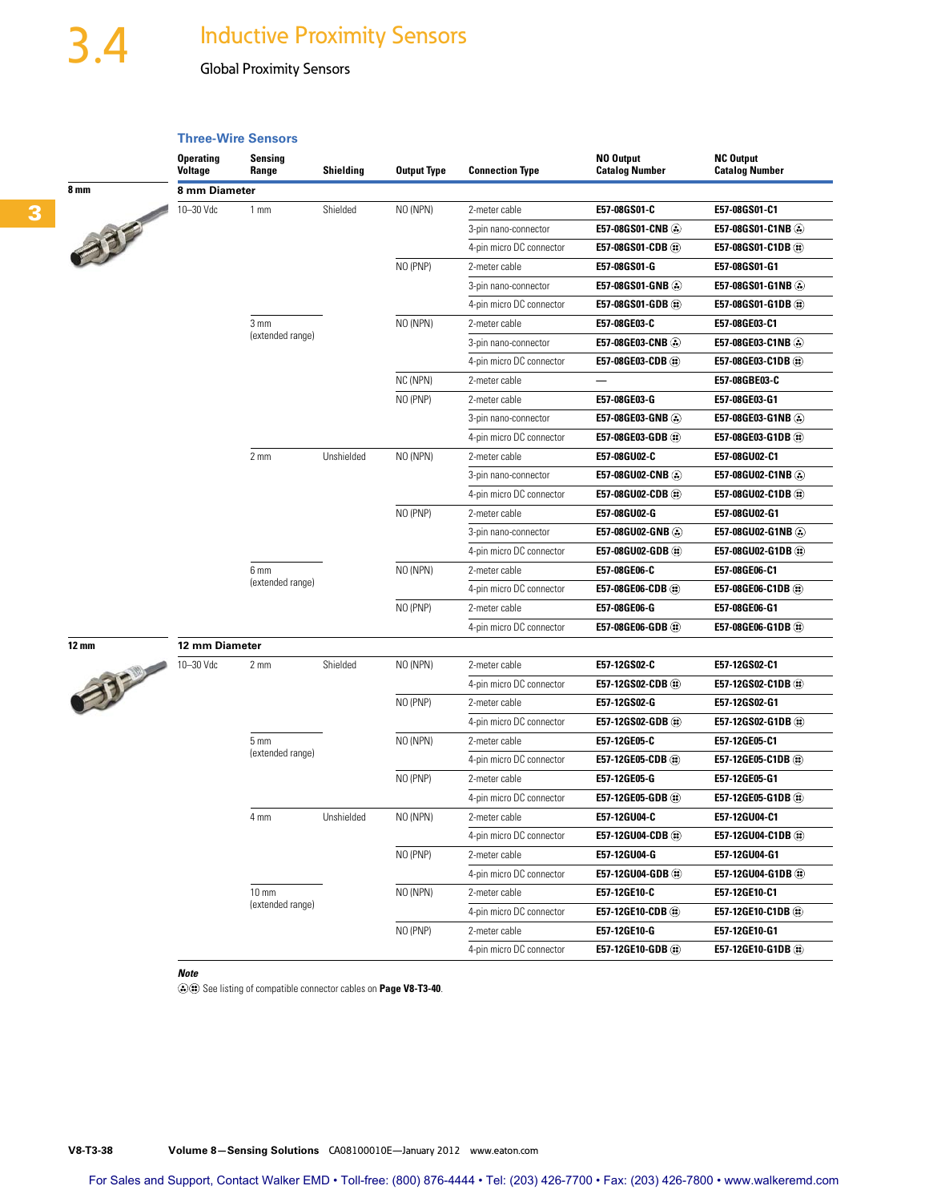# 3.4 Inductive Proximity Sensors

## Global Proximity Sensors

### Three-Wire Sensors

| | Operating Voltage | Sensing Range | Shielding | Output Type | Connection Type | NO Output Catalog Number | NC Output Catalog Number |
|---|---|---|---|---|---|---|---|
| **8 mm** | **8 mm Diameter** | | | | | | |
| | 10–30 Vdc | 1 mm | Shielded | NO (NPN) | 2-meter cable | E57-08GS01-C | E57-08GS01-C1 |
| | | | | | 3-pin nano-connector | E57-08GS01-CNB | E57-08GS01-C1NB |
| | | | | | 4-pin micro DC connector | E57-08GS01-CDB | E57-08GS01-C1DB |
| | | | | NO (PNP) | 2-meter cable | E57-08GS01-G | E57-08GS01-G1 |
| | | | | | 3-pin nano-connector | E57-08GS01-GNB | E57-08GS01-G1NB |
| | | | | | 4-pin micro DC connector | E57-08GS01-GDB | E57-08GS01-G1DB |
| | | 3 mm (extended range) | | NO (NPN) | 2-meter cable | E57-08GE03-C | E57-08GE03-C1 |
| | | | | | 3-pin nano-connector | E57-08GE03-CNB | E57-08GE03-C1NB |
| | | | | | 4-pin micro DC connector | E57-08GE03-CDB | E57-08GE03-C1DB |
| | | | | NC (NPN) | 2-meter cable | — | E57-08GBE03-C |
| | | | | NO (PNP) | 2-meter cable | E57-08GE03-G | E57-08GE03-G1 |
| | | | | | 3-pin nano-connector | E57-08GE03-GNB | E57-08GE03-G1NB |
| | | | | | 4-pin micro DC connector | E57-08GE03-GDB | E57-08GE03-G1DB |
| | | 2 mm | Unshielded | NO (NPN) | 2-meter cable | E57-08GU02-C | E57-08GU02-C1 |
| | | | | | 3-pin nano-connector | E57-08GU02-CNB | E57-08GU02-C1NB |
| | | | | | 4-pin micro DC connector | E57-08GU02-CDB | E57-08GU02-C1DB |
| | | | | NO (PNP) | 2-meter cable | E57-08GU02-G | E57-08GU02-G1 |
| | | | | | 3-pin nano-connector | E57-08GU02-GNB | E57-08GU02-G1NB |
| | | | | | 4-pin micro DC connector | E57-08GU02-GDB | E57-08GU02-G1DB |
| | | 6 mm (extended range) | | NO (NPN) | 2-meter cable | E57-08GE06-C | E57-08GE06-C1 |
| | | | | | 4-pin micro DC connector | E57-08GE06-CDB | E57-08GE06-C1DB |
| | | | | NO (PNP) | 2-meter cable | E57-08GE06-G | E57-08GE06-G1 |
| | | | | | 4-pin micro DC connector | E57-08GE06-GDB | E57-08GE06-G1DB |
| **12 mm** | **12 mm Diameter** | | | | | | |
| | 10–30 Vdc | 2 mm | Shielded | NO (NPN) | 2-meter cable | E57-12GS02-C | E57-12GS02-C1 |
| | | | | | 4-pin micro DC connector | E57-12GS02-CDB | E57-12GS02-C1DB |
| | | | | NO (PNP) | 2-meter cable | E57-12GS02-G | E57-12GS02-G1 |
| | | | | | 4-pin micro DC connector | E57-12GS02-GDB | E57-12GS02-G1DB |
| | | 5 mm (extended range) | | NO (NPN) | 2-meter cable | E57-12GE05-C | E57-12GE05-C1 |
| | | | | | 4-pin micro DC connector | E57-12GE05-CDB | E57-12GE05-C1DB |
| | | | | NO (PNP) | 2-meter cable | E57-12GE05-G | E57-12GE05-G1 |
| | | | | | 4-pin micro DC connector | E57-12GE05-GDB | E57-12GE05-G1DB |
| | | 4 mm | Unshielded | NO (NPN) | 2-meter cable | E57-12GU04-C | E57-12GU04-C1 |
| | | | | | 4-pin micro DC connector | E57-12GU04-CDB | E57-12GU04-C1DB |
| | | | | NO (PNP) | 2-meter cable | E57-12GU04-G | E57-12GU04-G1 |
| | | | | | 4-pin micro DC connector | E57-12GU04-GDB | E57-12GU04-G1DB |
| | | 10 mm (extended range) | | NO (NPN) | 2-meter cable | E57-12GE10-C | E57-12GE10-C1 |
| | | | | | 4-pin micro DC connector | E57-12GE10-CDB | E57-12GE10-C1DB |
| | | | | NO (PNP) | 2-meter cable | E57-12GE10-G | E57-12GE10-G1 |
| | | | | | 4-pin micro DC connector | E57-12GE10-GDB | E57-12GE10-G1DB |

***Note***

See listing of compatible connector cables on **Page V8-T3-40**.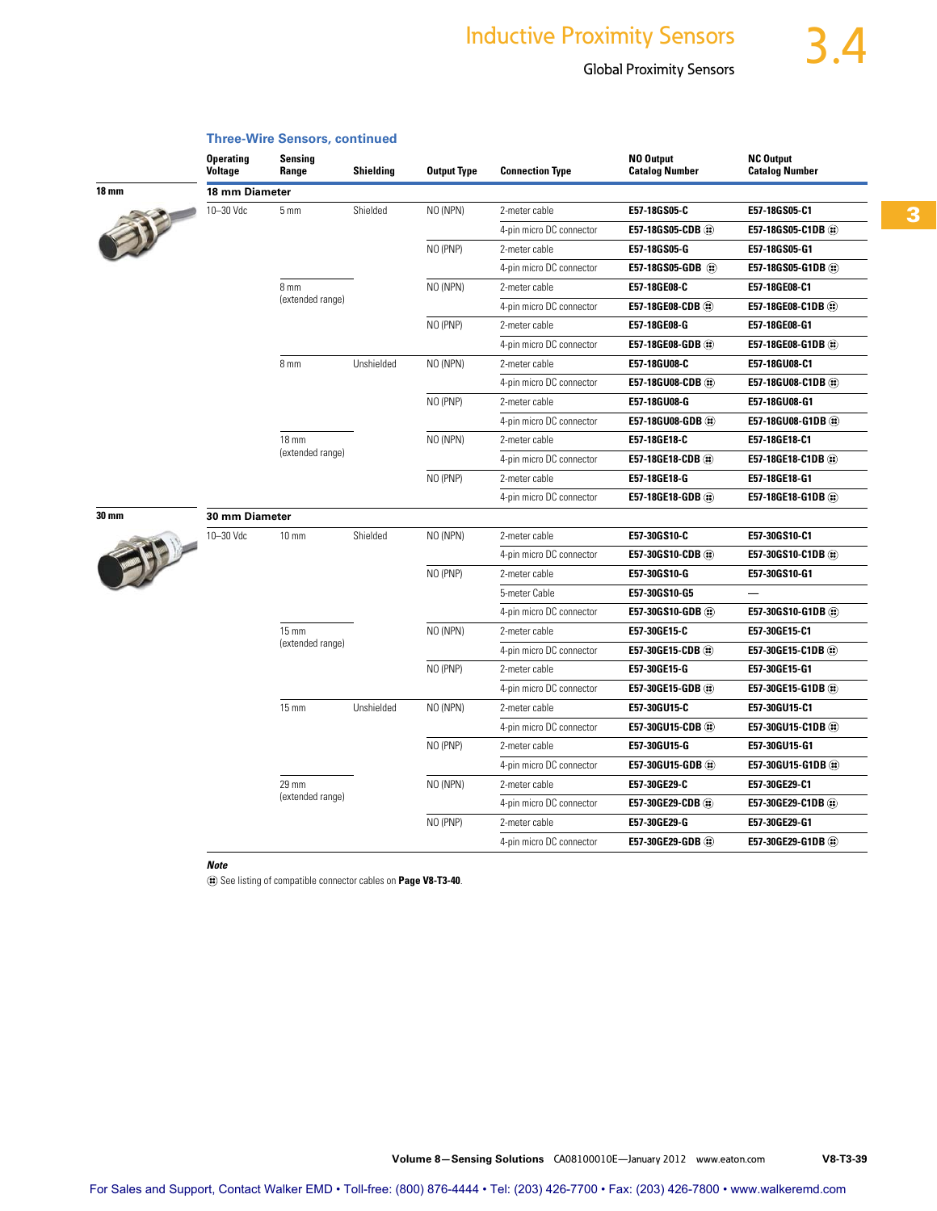### Three-Wire Sensors, continued

| | Operating Voltage | Sensing Range | Shielding | Output Type | Connection Type | NO Output Catalog Number | NC Output Catalog Number |
|---|---|---|---|---|---|---|---|
| **18 mm** | **18 mm Diameter** | | | | | | |
| | 10–30 Vdc | 5 mm | Shielded | NO (NPN) | 2-meter cable | E57-18GS05-C | E57-18GS05-C1 |
| | | | | | 4-pin micro DC connector | E57-18GS05-CDB ⓘ | E57-18GS05-C1DB ⓘ |
| | | | | NO (PNP) | 2-meter cable | E57-18GS05-G | E57-18GS05-G1 |
| | | | | | 4-pin micro DC connector | E57-18GS05-GDB ⓘ | E57-18GS05-G1DB ⓘ |
| | | 8 mm (extended range) | | NO (NPN) | 2-meter cable | E57-18GE08-C | E57-18GE08-C1 |
| | | | | | 4-pin micro DC connector | E57-18GE08-CDB ⓘ | E57-18GE08-C1DB ⓘ |
| | | | | NO (PNP) | 2-meter cable | E57-18GE08-G | E57-18GE08-G1 |
| | | | | | 4-pin micro DC connector | E57-18GE08-GDB ⓘ | E57-18GE08-G1DB ⓘ |
| | | 8 mm | Unshielded | NO (NPN) | 2-meter cable | E57-18GU08-C | E57-18GU08-C1 |
| | | | | | 4-pin micro DC connector | E57-18GU08-CDB ⓘ | E57-18GU08-C1DB ⓘ |
| | | | | NO (PNP) | 2-meter cable | E57-18GU08-G | E57-18GU08-G1 |
| | | | | | 4-pin micro DC connector | E57-18GU08-GDB ⓘ | E57-18GU08-G1DB ⓘ |
| | | 18 mm (extended range) | | NO (NPN) | 2-meter cable | E57-18GE18-C | E57-18GE18-C1 |
| | | | | | 4-pin micro DC connector | E57-18GE18-CDB ⓘ | E57-18GE18-C1DB ⓘ |
| | | | | NO (PNP) | 2-meter cable | E57-18GE18-G | E57-18GE18-G1 |
| | | | | | 4-pin micro DC connector | E57-18GE18-GDB ⓘ | E57-18GE18-G1DB ⓘ |
| **30 mm** | **30 mm Diameter** | | | | | | |
| | 10–30 Vdc | 10 mm | Shielded | NO (NPN) | 2-meter cable | E57-30GS10-C | E57-30GS10-C1 |
| | | | | | 4-pin micro DC connector | E57-30GS10-CDB ⓘ | E57-30GS10-C1DB ⓘ |
| | | | | NO (PNP) | 2-meter cable | E57-30GS10-G | E57-30GS10-G1 |
| | | | | | 5-meter Cable | E57-30GS10-G5 | — |
| | | | | | 4-pin micro DC connector | E57-30GS10-GDB ⓘ | E57-30GS10-G1DB ⓘ |
| | | 15 mm (extended range) | | NO (NPN) | 2-meter cable | E57-30GE15-C | E57-30GE15-C1 |
| | | | | | 4-pin micro DC connector | E57-30GE15-CDB ⓘ | E57-30GE15-C1DB ⓘ |
| | | | | NO (PNP) | 2-meter cable | E57-30GE15-G | E57-30GE15-G1 |
| | | | | | 4-pin micro DC connector | E57-30GE15-GDB ⓘ | E57-30GE15-G1DB ⓘ |
| | | 15 mm | Unshielded | NO (NPN) | 2-meter cable | E57-30GU15-C | E57-30GU15-C1 |
| | | | | | 4-pin micro DC connector | E57-30GU15-CDB ⓘ | E57-30GU15-C1DB ⓘ |
| | | | | NO (PNP) | 2-meter cable | E57-30GU15-G | E57-30GU15-G1 |
| | | | | | 4-pin micro DC connector | E57-30GU15-GDB ⓘ | E57-30GU15-G1DB ⓘ |
| | | 29 mm (extended range) | | NO (NPN) | 2-meter cable | E57-30GE29-C | E57-30GE29-C1 |
| | | | | | 4-pin micro DC connector | E57-30GE29-CDB ⓘ | E57-30GE29-C1DB ⓘ |
| | | | | NO (PNP) | 2-meter cable | E57-30GE29-G | E57-30GE29-G1 |
| | | | | | 4-pin micro DC connector | E57-30GE29-GDB ⓘ | E57-30GE29-G1DB ⓘ |

***Note***

ⓘ See listing of compatible connector cables on **Page V8-T3-40**.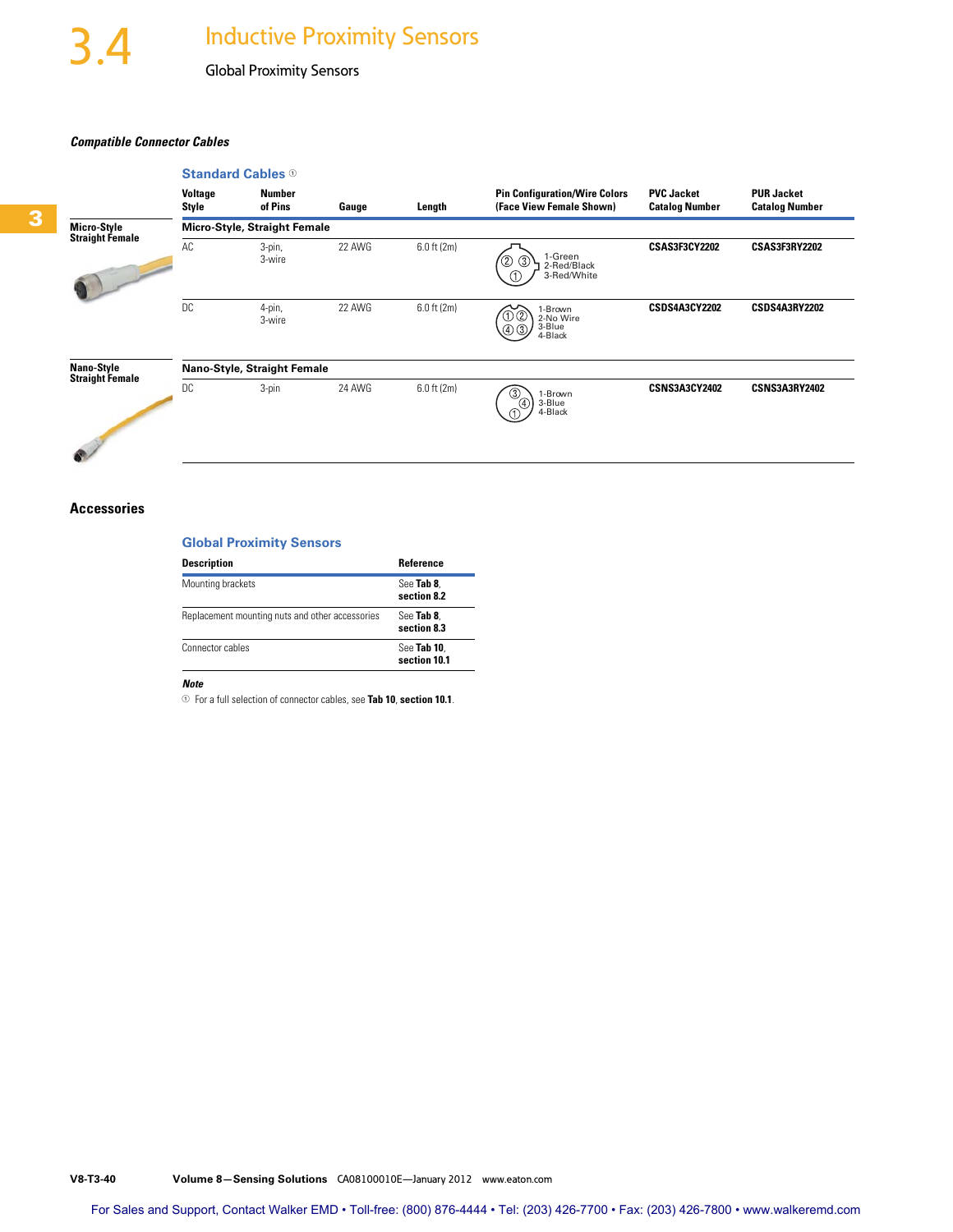# 3.4 Inductive Proximity Sensors

Global Proximity Sensors

***Compatible Connector Cables***

### Standard Cables ①

| | Voltage Style | Number of Pins | Gauge | Length | Pin Configuration/Wire Colors (Face View Female Shown) | PVC Jacket Catalog Number | PUR Jacket Catalog Number |
|---|---|---|---|---|---|---|---|
| **Micro-Style Straight Female** | **Micro-Style, Straight Female** | | | | | | |
| | AC | 3-pin, 3-wire | 22 AWG | 6.0 ft (2m) | 1-Green 2-Red/Black 3-Red/White | **CSAS3F3CY2202** | **CSAS3F3RY2202** |
| | DC | 4-pin, 3-wire | 22 AWG | 6.0 ft (2m) | 1-Brown 2-No Wire 3-Blue 4-Black | **CSDS4A3CY2202** | **CSDS4A3RY2202** |
| **Nano-Style Straight Female** | **Nano-Style, Straight Female** | | | | | | |
| | DC | 3-pin | 24 AWG | 6.0 ft (2m) | 1-Brown 3-Blue 4-Black | **CSNS3A3CY2402** | **CSNS3A3RY2402** |

## Accessories

### Global Proximity Sensors

| Description | Reference |
|---|---|
| Mounting brackets | See **Tab 8**, **section 8.2** |
| Replacement mounting nuts and other accessories | See **Tab 8**, **section 8.3** |
| Connector cables | See **Tab 10**, **section 10.1** |

***Note***

① For a full selection of connector cables, see **Tab 10**, **section 10.1**.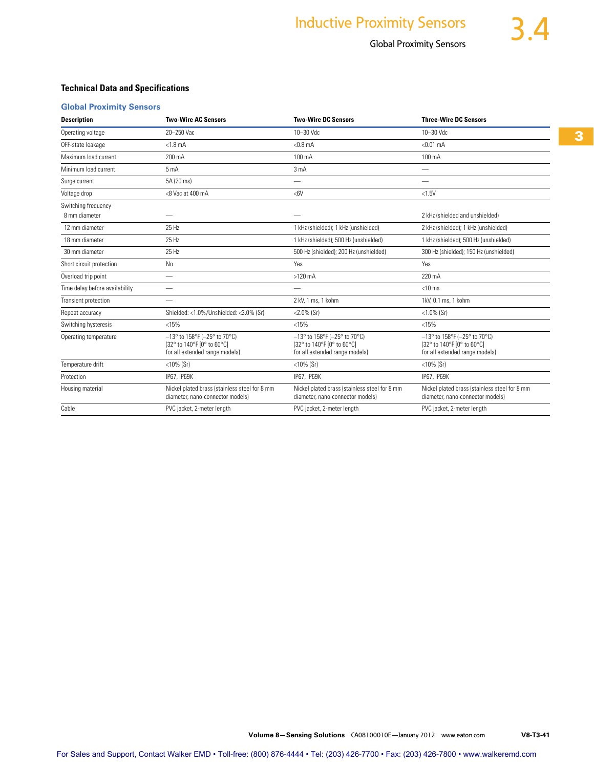## Technical Data and Specifications

### Global Proximity Sensors

| Description | Two-Wire AC Sensors | Two-Wire DC Sensors | Three-Wire DC Sensors |
|---|---|---|---|
| Operating voltage | 20–250 Vac | 10–30 Vdc | 10–30 Vdc |
| OFF-state leakage | <1.8 mA | <0.8 mA | <0.01 mA |
| Maximum load current | 200 mA | 100 mA | 100 mA |
| Minimum load current | 5 mA | 3 mA | — |
| Surge current | 5A (20 ms) | — | — |
| Voltage drop | <8 Vac at 400 mA | <6V | <1.5V |
| Switching frequency | | | |
| 8 mm diameter | — | — | 2 kHz (shielded and unshielded) |
| 12 mm diameter | 25 Hz | 1 kHz (shielded); 1 kHz (unshielded) | 2 kHz (shielded); 1 kHz (unshielded) |
| 18 mm diameter | 25 Hz | 1 kHz (shielded); 500 Hz (unshielded) | 1 kHz (shielded); 500 Hz (unshielded) |
| 30 mm diameter | 25 Hz | 500 Hz (shielded); 200 Hz (unshielded) | 300 Hz (shielded); 150 Hz (unshielded) |
| Short circuit protection | No | Yes | Yes |
| Overload trip point | — | >120 mA | 220 mA |
| Time delay before availability | — | — | <10 ms |
| Transient protection | — | 2 kV, 1 ms, 1 kohm | 1kV, 0.1 ms, 1 kohm |
| Repeat accuracy | Shielded: <1.0%/Unshielded: <3.0% (Sr) | <2.0% (Sr) | <1.0% (Sr) |
| Switching hysteresis | <15% | <15% | <15% |
| Operating temperature | –13° to 158°F (–25° to 70°C) (32° to 140°F [0° to 60°C] for all extended range models) | –13° to 158°F (–25° to 70°C) (32° to 140°F [0° to 60°C] for all extended range models) | –13° to 158°F (–25° to 70°C) (32° to 140°F [0° to 60°C] for all extended range models) |
| Temperature drift | <10% (Sr) | <10% (Sr) | <10% (Sr) |
| Protection | IP67, IP69K | IP67, IP69K | IP67, IP69K |
| Housing material | Nickel plated brass (stainless steel for 8 mm diameter, nano-connector models) | Nickel plated brass (stainless steel for 8 mm diameter, nano-connector models) | Nickel plated brass (stainless steel for 8 mm diameter, nano-connector models) |
| Cable | PVC jacket, 2-meter length | PVC jacket, 2-meter length | PVC jacket, 2-meter length |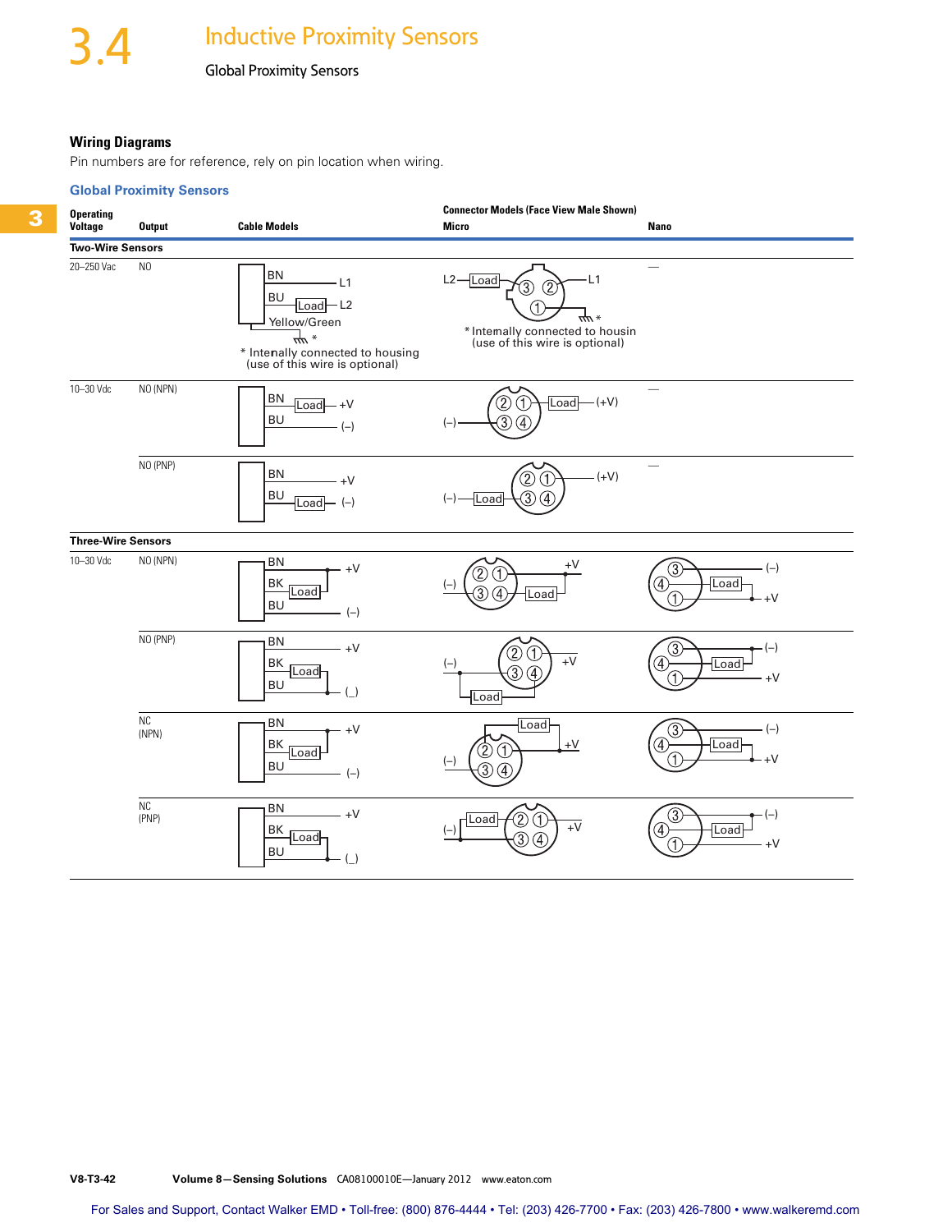## 3.4 Inductive Proximity Sensors

Global Proximity Sensors

### Wiring Diagrams

Pin numbers are for reference, rely on pin location when wiring.

#### Global Proximity Sensors

| Operating Voltage | Output | Cable Models | Connector Models (Face View Male Shown) Micro | Nano |
|---|---|---|---|---|
| **Two-Wire Sensors** | | | | |
| 20–250 Vac | NO | BN — L1; BU — Load — L2; Yellow/Green * Internally connected to housing (use of this wire is optional) | L2 — Load — 3; 2 — L1; 1 * Internally connected to housin (use of this wire is optional) | — |
| 10–30 Vdc | NO (NPN) | BN — Load — +V; BU — (–) | 1 — Load — (+V); (–) — 3 | — |
| | NO (PNP) | BN — +V; BU — Load — (–) | 1 — (+V); (–) — Load — 3 | — |
| **Three-Wire Sensors** | | | | |
| 10–30 Vdc | NO (NPN) | BN — +V; BK — Load; BU — (–) | 1 — +V; (–) — 3; 4 — Load | 3 — (–); 4 — Load; 1 — +V |
| | NO (PNP) | BN — +V; BK — Load; BU — (_) | (–) — 3; 1 — +V; 4 — Load | 3 — (–); 4 — Load; 1 — +V |
| | NC (NPN) | BN — +V; BK — Load; BU — (–) | 2 — Load; 1 — +V; (–) — 3 | 3 — (–); 4 — Load; 1 — +V |
| | NC (PNP) | BN — +V; BK — Load; BU — (_) | (–) — Load — 2; 1 — +V; 3 | 3 — (–); 4 — Load; 1 — +V |

For Sales and Support, Contact Walker EMD • Toll-free: (800) 876-4444 • Tel: (203) 426-7700 • Fax: (203) 426-7800 • www.walkeremd.com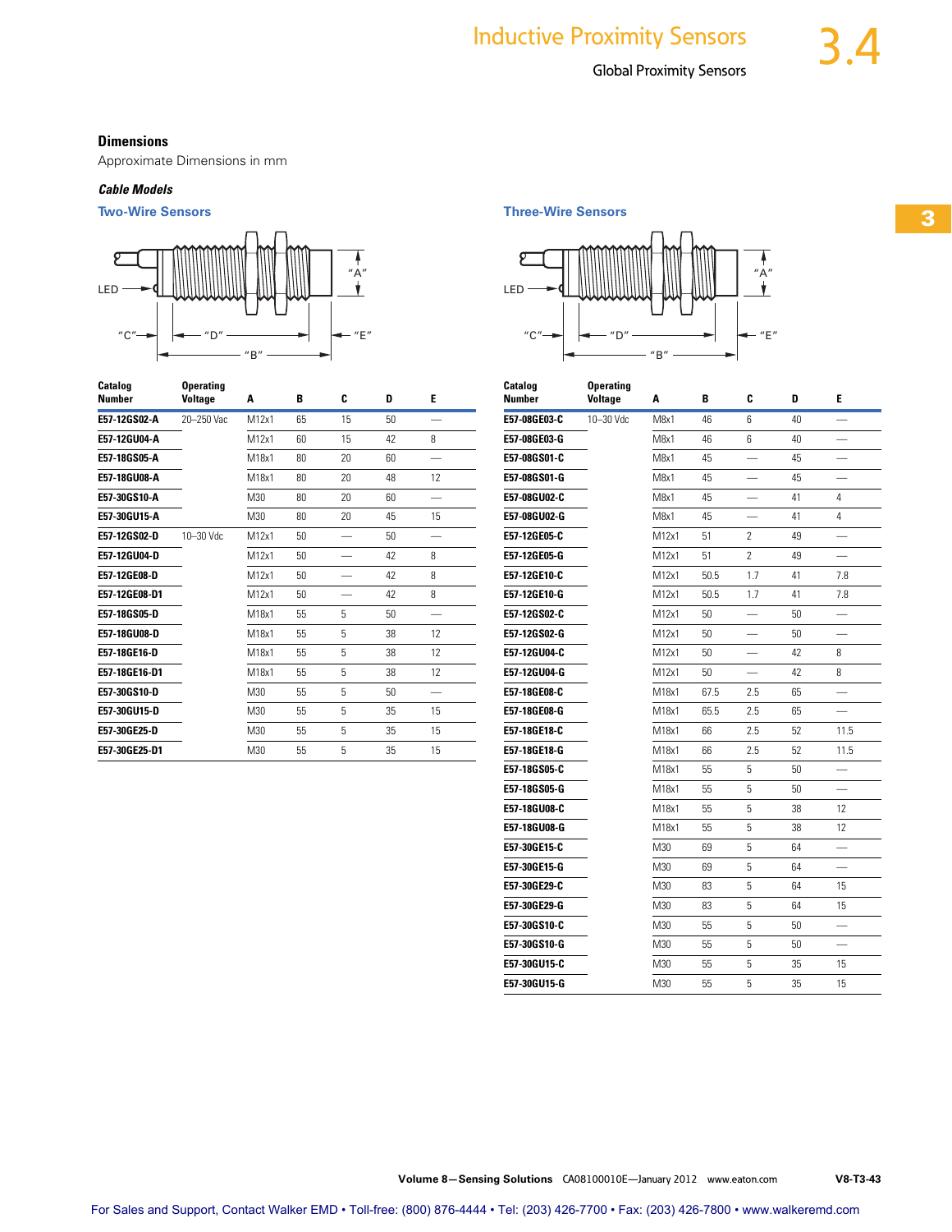## Dimensions

Approximate Dimensions in mm

### *Cable Models*

### Two-Wire Sensors

| Catalog Number | Operating Voltage | A | B | C | D | E |
|---|---|---|---|---|---|---|
| E57-12GS02-A | 20–250 Vac | M12x1 | 65 | 15 | 50 | — |
| E57-12GU04-A | | M12x1 | 60 | 15 | 42 | 8 |
| E57-18GS05-A | | M18x1 | 80 | 20 | 60 | — |
| E57-18GU08-A | | M18x1 | 80 | 20 | 48 | 12 |
| E57-30GS10-A | | M30 | 80 | 20 | 60 | — |
| E57-30GU15-A | | M30 | 80 | 20 | 45 | 15 |
| E57-12GS02-D | 10–30 Vdc | M12x1 | 50 | — | 50 | — |
| E57-12GU04-D | | M12x1 | 50 | — | 42 | 8 |
| E57-12GE08-D | | M12x1 | 50 | — | 42 | 8 |
| E57-12GE08-D1 | | M12x1 | 50 | — | 42 | 8 |
| E57-18GS05-D | | M18x1 | 55 | 5 | 50 | — |
| E57-18GU08-D | | M18x1 | 55 | 5 | 38 | 12 |
| E57-18GE16-D | | M18x1 | 55 | 5 | 38 | 12 |
| E57-18GE16-D1 | | M18x1 | 55 | 5 | 38 | 12 |
| E57-30GS10-D | | M30 | 55 | 5 | 50 | — |
| E57-30GU15-D | | M30 | 55 | 5 | 35 | 15 |
| E57-30GE25-D | | M30 | 55 | 5 | 35 | 15 |
| E57-30GE25-D1 | | M30 | 55 | 5 | 35 | 15 |

### Three-Wire Sensors

| Catalog Number | Operating Voltage | A | B | C | D | E |
|---|---|---|---|---|---|---|
| E57-08GE03-C | 10–30 Vdc | M8x1 | 46 | 6 | 40 | — |
| E57-08GE03-G | | M8x1 | 46 | 6 | 40 | — |
| E57-08GS01-C | | M8x1 | 45 | — | 45 | — |
| E57-08GS01-G | | M8x1 | 45 | — | 45 | — |
| E57-08GU02-C | | M8x1 | 45 | — | 41 | 4 |
| E57-08GU02-G | | M8x1 | 45 | — | 41 | 4 |
| E57-12GE05-C | | M12x1 | 51 | 2 | 49 | — |
| E57-12GE05-G | | M12x1 | 51 | 2 | 49 | — |
| E57-12GE10-C | | M12x1 | 50.5 | 1.7 | 41 | 7.8 |
| E57-12GE10-G | | M12x1 | 50.5 | 1.7 | 41 | 7.8 |
| E57-12GS02-C | | M12x1 | 50 | — | 50 | — |
| E57-12GS02-G | | M12x1 | 50 | — | 50 | — |
| E57-12GU04-C | | M12x1 | 50 | — | 42 | 8 |
| E57-12GU04-G | | M12x1 | 50 | — | 42 | 8 |
| E57-18GE08-C | | M18x1 | 67.5 | 2.5 | 65 | — |
| E57-18GE08-G | | M18x1 | 65.5 | 2.5 | 65 | — |
| E57-18GE18-C | | M18x1 | 66 | 2.5 | 52 | 11.5 |
| E57-18GE18-G | | M18x1 | 66 | 2.5 | 52 | 11.5 |
| E57-18GS05-C | | M18x1 | 55 | 5 | 50 | — |
| E57-18GS05-G | | M18x1 | 55 | 5 | 50 | — |
| E57-18GU08-C | | M18x1 | 55 | 5 | 38 | 12 |
| E57-18GU08-G | | M18x1 | 55 | 5 | 38 | 12 |
| E57-30GE15-C | | M30 | 69 | 5 | 64 | — |
| E57-30GE15-G | | M30 | 69 | 5 | 64 | — |
| E57-30GE29-C | | M30 | 83 | 5 | 64 | 15 |
| E57-30GE29-G | | M30 | 83 | 5 | 64 | 15 |
| E57-30GS10-C | | M30 | 55 | 5 | 50 | — |
| E57-30GS10-G | | M30 | 55 | 5 | 50 | — |
| E57-30GU15-C | | M30 | 55 | 5 | 35 | 15 |
| E57-30GU15-G | | M30 | 55 | 5 | 35 | 15 |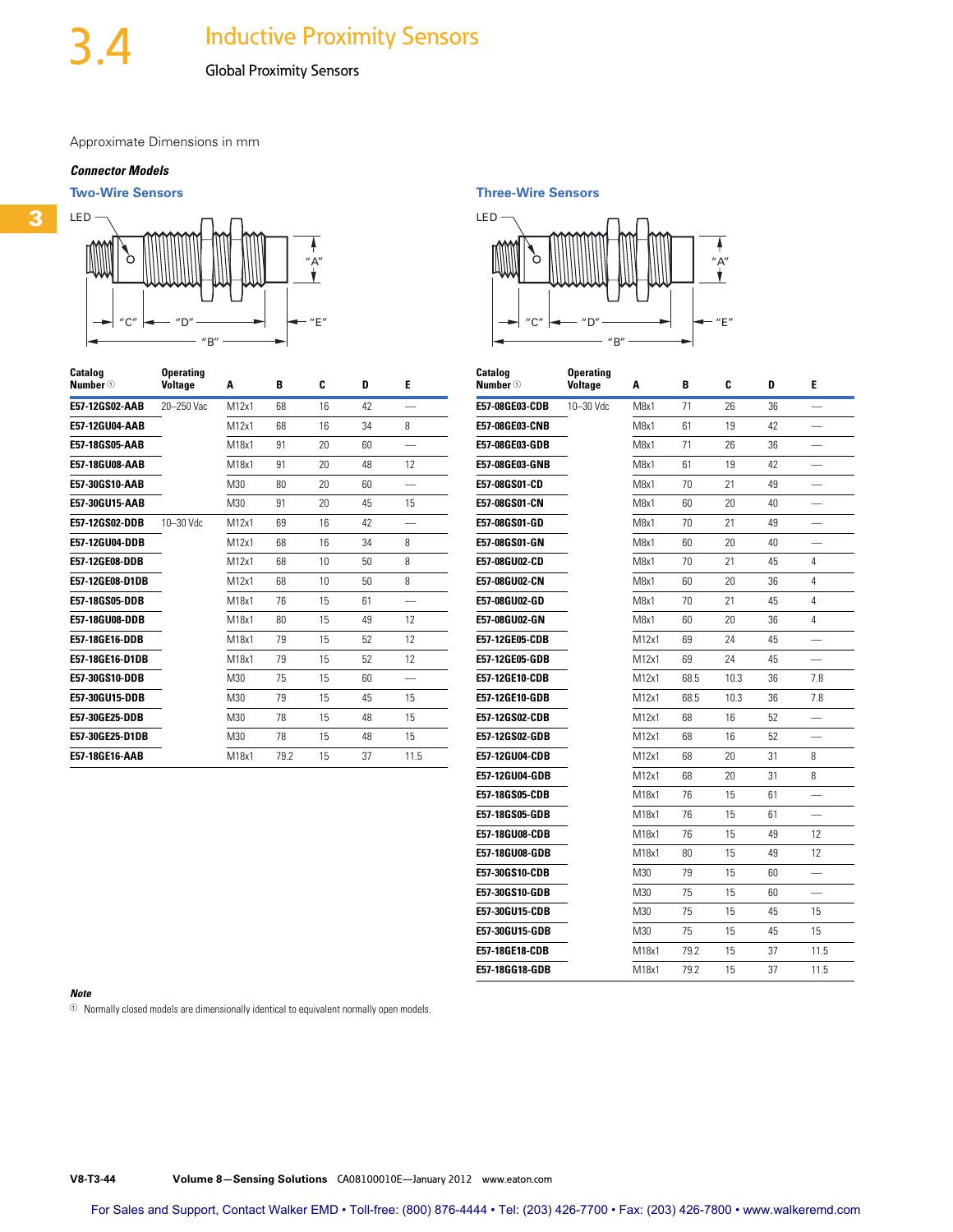# 3.4 Inductive Proximity Sensors

## Global Proximity Sensors

Approximate Dimensions in mm

### *Connector Models*

#### Two-Wire Sensors

LED
"A"
"C"
"D"
"E"
"B"

| Catalog Number ① | Operating Voltage | A | B | C | D | E |
|---|---|---|---|---|---|---|
| E57-12GS02-AAB | 20–250 Vac | M12x1 | 68 | 16 | 42 | — |
| E57-12GU04-AAB | | M12x1 | 68 | 16 | 34 | 8 |
| E57-18GS05-AAB | | M18x1 | 91 | 20 | 60 | — |
| E57-18GU08-AAB | | M18x1 | 91 | 20 | 48 | 12 |
| E57-30GS10-AAB | | M30 | 80 | 20 | 60 | — |
| E57-30GU15-AAB | | M30 | 91 | 20 | 45 | 15 |
| E57-12GS02-DDB | 10–30 Vdc | M12x1 | 69 | 16 | 42 | — |
| E57-12GU04-DDB | | M12x1 | 68 | 16 | 34 | 8 |
| E57-12GE08-DDB | | M12x1 | 68 | 10 | 50 | 8 |
| E57-12GE08-D1DB | | M12x1 | 68 | 10 | 50 | 8 |
| E57-18GS05-DDB | | M18x1 | 76 | 15 | 61 | — |
| E57-18GU08-DDB | | M18x1 | 80 | 15 | 49 | 12 |
| E57-18GE16-DDB | | M18x1 | 79 | 15 | 52 | 12 |
| E57-18GE16-D1DB | | M18x1 | 79 | 15 | 52 | 12 |
| E57-30GS10-DDB | | M30 | 75 | 15 | 60 | — |
| E57-30GU15-DDB | | M30 | 79 | 15 | 45 | 15 |
| E57-30GE25-DDB | | M30 | 78 | 15 | 48 | 15 |
| E57-30GE25-D1DB | | M30 | 78 | 15 | 48 | 15 |
| E57-18GE16-AAB | | M18x1 | 79.2 | 15 | 37 | 11.5 |

#### Three-Wire Sensors

LED
"A"
"C"
"D"
"E"
"B"

| Catalog Number ① | Operating Voltage | A | B | C | D | E |
|---|---|---|---|---|---|---|
| E57-08GE03-CDB | 10–30 Vdc | M8x1 | 71 | 26 | 36 | — |
| E57-08GE03-CNB | | M8x1 | 61 | 19 | 42 | — |
| E57-08GE03-GDB | | M8x1 | 71 | 26 | 36 | — |
| E57-08GE03-GNB | | M8x1 | 61 | 19 | 42 | — |
| E57-08GS01-CD | | M8x1 | 70 | 21 | 49 | — |
| E57-08GS01-CN | | M8x1 | 60 | 20 | 40 | — |
| E57-08GS01-GD | | M8x1 | 70 | 21 | 49 | — |
| E57-08GS01-GN | | M8x1 | 60 | 20 | 40 | — |
| E57-08GU02-CD | | M8x1 | 70 | 21 | 45 | 4 |
| E57-08GU02-CN | | M8x1 | 60 | 20 | 36 | 4 |
| E57-08GU02-GD | | M8x1 | 70 | 21 | 45 | 4 |
| E57-08GU02-GN | | M8x1 | 60 | 20 | 36 | 4 |
| E57-12GE05-CDB | | M12x1 | 69 | 24 | 45 | — |
| E57-12GE05-GDB | | M12x1 | 69 | 24 | 45 | — |
| E57-12GE10-CDB | | M12x1 | 68.5 | 10.3 | 36 | 7.8 |
| E57-12GE10-GDB | | M12x1 | 68.5 | 10.3 | 36 | 7.8 |
| E57-12GS02-CDB | | M12x1 | 68 | 16 | 52 | — |
| E57-12GS02-GDB | | M12x1 | 68 | 16 | 52 | — |
| E57-12GU04-CDB | | M12x1 | 68 | 20 | 31 | 8 |
| E57-12GU04-GDB | | M12x1 | 68 | 20 | 31 | 8 |
| E57-18GS05-CDB | | M18x1 | 76 | 15 | 61 | — |
| E57-18GS05-GDB | | M18x1 | 76 | 15 | 61 | — |
| E57-18GU08-CDB | | M18x1 | 76 | 15 | 49 | 12 |
| E57-18GU08-GDB | | M18x1 | 80 | 15 | 49 | 12 |
| E57-30GS10-CDB | | M30 | 79 | 15 | 60 | — |
| E57-30GS10-GDB | | M30 | 75 | 15 | 60 | — |
| E57-30GU15-CDB | | M30 | 75 | 15 | 45 | 15 |
| E57-30GU15-GDB | | M30 | 75 | 15 | 45 | 15 |
| E57-18GE18-CDB | | M18x1 | 79.2 | 15 | 37 | 11.5 |
| E57-18GG18-GDB | | M18x1 | 79.2 | 15 | 37 | 11.5 |

***Note***

① Normally closed models are dimensionally identical to equivalent normally open models.